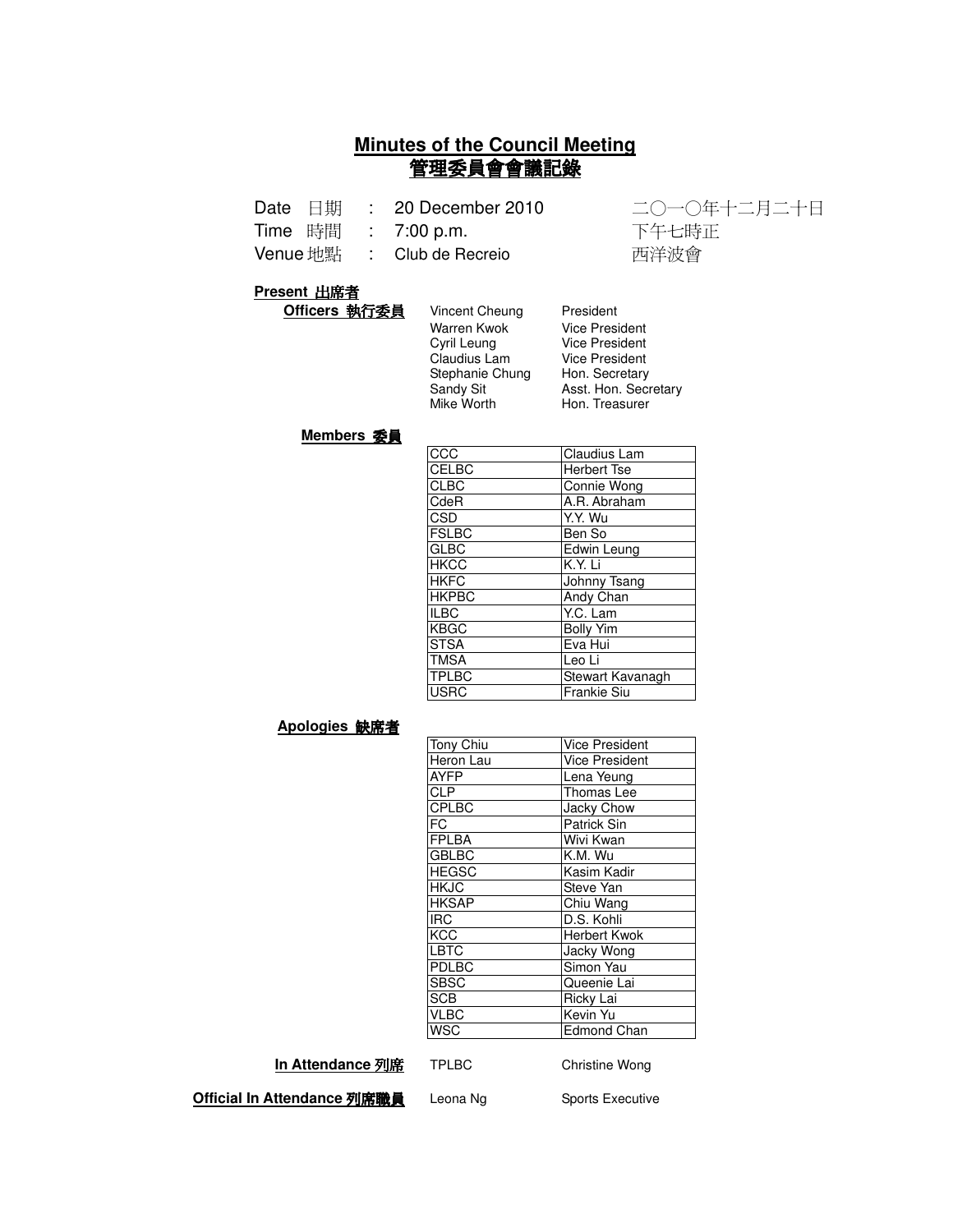# Minutes of the Council Meeting
# 管理委員會會議記錄

| | | | |
|---|---|---|---|
| Date 日期 | : | 20 December 2010 | 二〇一〇年十二月二十日 |
| Time 時間 | : | 7:00 p.m. | 下午七時正 |
| Venue 地點 | : | Club de Recreio | 西洋波會 |

**Present 出席者**

**Officers 執行委員**

| | |
|---|---|
| Vincent Cheung | President |
| Warren Kwok | Vice President |
| Cyril Leung | Vice President |
| Claudius Lam | Vice President |
| Stephanie Chung | Hon. Secretary |
| Sandy Sit | Asst. Hon. Secretary |
| Mike Worth | Hon. Treasurer |

**Members 委員**

| | |
|---|---|
| CCC | Claudius Lam |
| CELBC | Herbert Tse |
| CLBC | Connie Wong |
| CdeR | A.R. Abraham |
| CSD | Y.Y. Wu |
| FSLBC | Ben So |
| GLBC | Edwin Leung |
| HKCC | K.Y. Li |
| HKFC | Johnny Tsang |
| HKPBC | Andy Chan |
| ILBC | Y.C. Lam |
| KBGC | Bolly Yim |
| STSA | Eva Hui |
| TMSA | Leo Li |
| TPLBC | Stewart Kavanagh |
| USRC | Frankie Siu |

**Apologies 缺席者**

| | |
|---|---|
| Tony Chiu | Vice President |
| Heron Lau | Vice President |
| AYFP | Lena Yeung |
| CLP | Thomas Lee |
| CPLBC | Jacky Chow |
| FC | Patrick Sin |
| FPLBA | Wivi Kwan |
| GBLBC | K.M. Wu |
| HEGSC | Kasim Kadir |
| HKJC | Steve Yan |
| HKSAP | Chiu Wang |
| IRC | D.S. Kohli |
| KCC | Herbert Kwok |
| LBTC | Jacky Wong |
| PDLBC | Simon Yau |
| SBSC | Queenie Lai |
| SCB | Ricky Lai |
| VLBC | Kevin Yu |
| WSC | Edmond Chan |

**In Attendance 列席** TPLBC Christine Wong

**Official In Attendance 列席職員** Leona Ng Sports Executive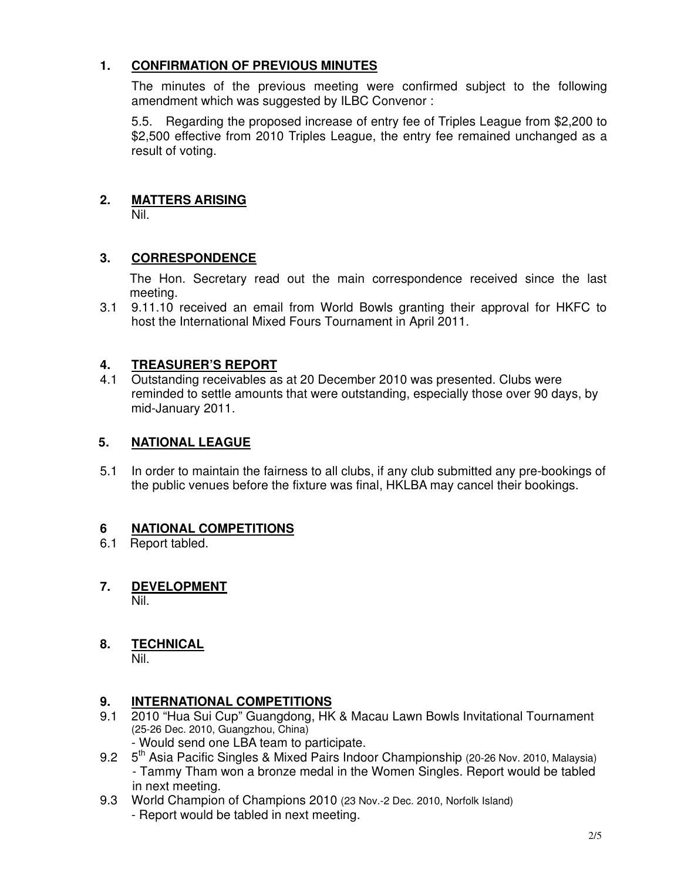## 1. CONFIRMATION OF PREVIOUS MINUTES

The minutes of the previous meeting were confirmed subject to the following amendment which was suggested by ILBC Convenor :

5.5. Regarding the proposed increase of entry fee of Triples League from $2,200 to $2,500 effective from 2010 Triples League, the entry fee remained unchanged as a result of voting.

## 2. MATTERS ARISING

Nil.

## 3. CORRESPONDENCE

The Hon. Secretary read out the main correspondence received since the last meeting.

3.1 9.11.10 received an email from World Bowls granting their approval for HKFC to host the International Mixed Fours Tournament in April 2011.

## 4. TREASURER'S REPORT

4.1 Outstanding receivables as at 20 December 2010 was presented. Clubs were reminded to settle amounts that were outstanding, especially those over 90 days, by mid-January 2011.

## 5. NATIONAL LEAGUE

5.1 In order to maintain the fairness to all clubs, if any club submitted any pre-bookings of the public venues before the fixture was final, HKLBA may cancel their bookings.

## 6 NATIONAL COMPETITIONS

6.1 Report tabled.

## 7. DEVELOPMENT

Nil.

## 8. TECHNICAL

Nil.

## 9. INTERNATIONAL COMPETITIONS

9.1 2010 "Hua Sui Cup" Guangdong, HK & Macau Lawn Bowls Invitational Tournament (25-26 Dec. 2010, Guangzhou, China)
- Would send one LBA team to participate.

9.2 5th Asia Pacific Singles & Mixed Pairs Indoor Championship (20-26 Nov. 2010, Malaysia)
- Tammy Tham won a bronze medal in the Women Singles. Report would be tabled in next meeting.

9.3 World Champion of Champions 2010 (23 Nov.-2 Dec. 2010, Norfolk Island)
- Report would be tabled in next meeting.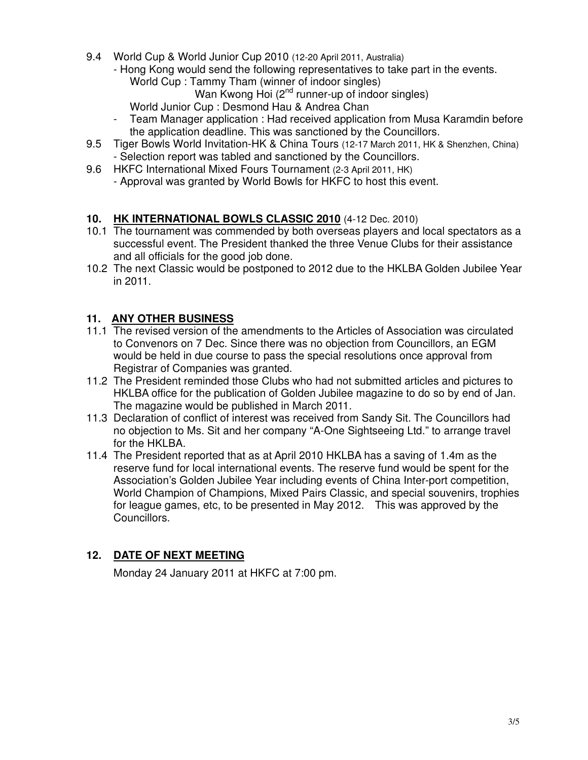9.4 World Cup & World Junior Cup 2010 (12-20 April 2011, Australia)
- Hong Kong would send the following representatives to take part in the events.
  World Cup : Tammy Tham (winner of indoor singles)
  Wan Kwong Hoi (2nd runner-up of indoor singles)
  World Junior Cup : Desmond Hau & Andrea Chan
- Team Manager application : Had received application from Musa Karamdin before the application deadline. This was sanctioned by the Councillors.

9.5 Tiger Bowls World Invitation-HK & China Tours (12-17 March 2011, HK & Shenzhen, China)
- Selection report was tabled and sanctioned by the Councillors.

9.6 HKFC International Mixed Fours Tournament (2-3 April 2011, HK)
- Approval was granted by World Bowls for HKFC to host this event.

## 10. HK INTERNATIONAL BOWLS CLASSIC 2010 (4-12 Dec. 2010)

10.1 The tournament was commended by both overseas players and local spectators as a successful event. The President thanked the three Venue Clubs for their assistance and all officials for the good job done.

10.2 The next Classic would be postponed to 2012 due to the HKLBA Golden Jubilee Year in 2011.

## 11. ANY OTHER BUSINESS

11.1 The revised version of the amendments to the Articles of Association was circulated to Convenors on 7 Dec. Since there was no objection from Councillors, an EGM would be held in due course to pass the special resolutions once approval from Registrar of Companies was granted.

11.2 The President reminded those Clubs who had not submitted articles and pictures to HKLBA office for the publication of Golden Jubilee magazine to do so by end of Jan. The magazine would be published in March 2011.

11.3 Declaration of conflict of interest was received from Sandy Sit. The Councillors had no objection to Ms. Sit and her company "A-One Sightseeing Ltd." to arrange travel for the HKLBA.

11.4 The President reported that as at April 2010 HKLBA has a saving of 1.4m as the reserve fund for local international events. The reserve fund would be spent for the Association's Golden Jubilee Year including events of China Inter-port competition, World Champion of Champions, Mixed Pairs Classic, and special souvenirs, trophies for league games, etc, to be presented in May 2012. This was approved by the Councillors.

## 12. DATE OF NEXT MEETING

Monday 24 January 2011 at HKFC at 7:00 pm.